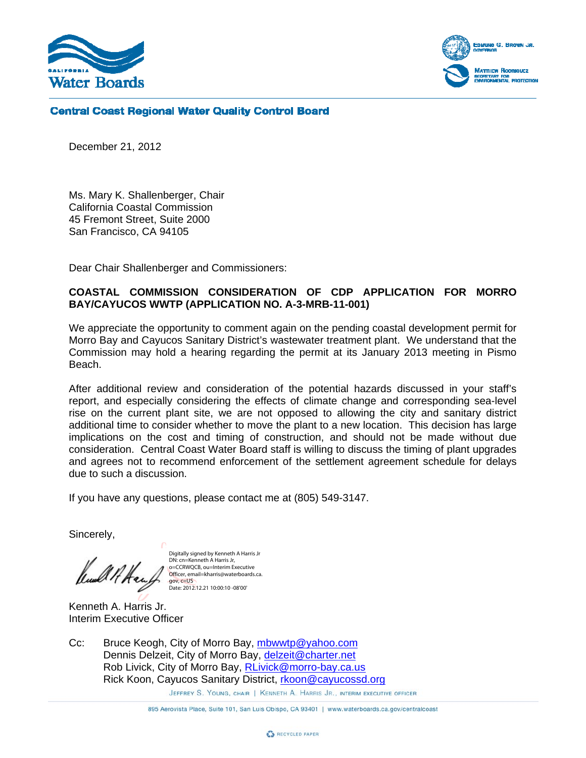California Water Boards

Edmund G. Brown Jr., Governor

Matthew Rodriquez, Secretary for Environmental Protection

**Central Coast Regional Water Quality Control Board**

December 21, 2012

Ms. Mary K. Shallenberger, Chair
California Coastal Commission
45 Fremont Street, Suite 2000
San Francisco, CA 94105

Dear Chair Shallenberger and Commissioners:

**COASTAL COMMISSION CONSIDERATION OF CDP APPLICATION FOR MORRO BAY/CAYUCOS WWTP (APPLICATION NO. A-3-MRB-11-001)**

We appreciate the opportunity to comment again on the pending coastal development permit for Morro Bay and Cayucos Sanitary District's wastewater treatment plant. We understand that the Commission may hold a hearing regarding the permit at its January 2013 meeting in Pismo Beach.

After additional review and consideration of the potential hazards discussed in your staff's report, and especially considering the effects of climate change and corresponding sea-level rise on the current plant site, we are not opposed to allowing the city and sanitary district additional time to consider whether to move the plant to a new location. This decision has large implications on the cost and timing of construction, and should not be made without due consideration. Central Coast Water Board staff is willing to discuss the timing of plant upgrades and agrees not to recommend enforcement of the settlement agreement schedule for delays due to such a discussion.

If you have any questions, please contact me at (805) 549-3147.

Sincerely,

Digitally signed by Kenneth A Harris Jr
DN: cn=Kenneth A Harris Jr, o=CCRWQCB, ou=Interim Executive Officer, email=kharris@waterboards.ca.gov, c=US
Date: 2012.12.21 10:00:10 -08'00'

Kenneth A. Harris Jr.
Interim Executive Officer

Cc: Bruce Keogh, City of Morro Bay, mbwwtp@yahoo.com
Dennis Delzeit, City of Morro Bay, delzeit@charter.net
Rob Livick, City of Morro Bay, RLivick@morro-bay.ca.us
Rick Koon, Cayucos Sanitary District, rkoon@cayucossd.org

Jeffrey S. Young, Chair | Kenneth A. Harris Jr., Interim Executive Officer

895 Aerovista Place, Suite 101, San Luis Obispo, CA 93401 | www.waterboards.ca.gov/centralcoast

Recycled Paper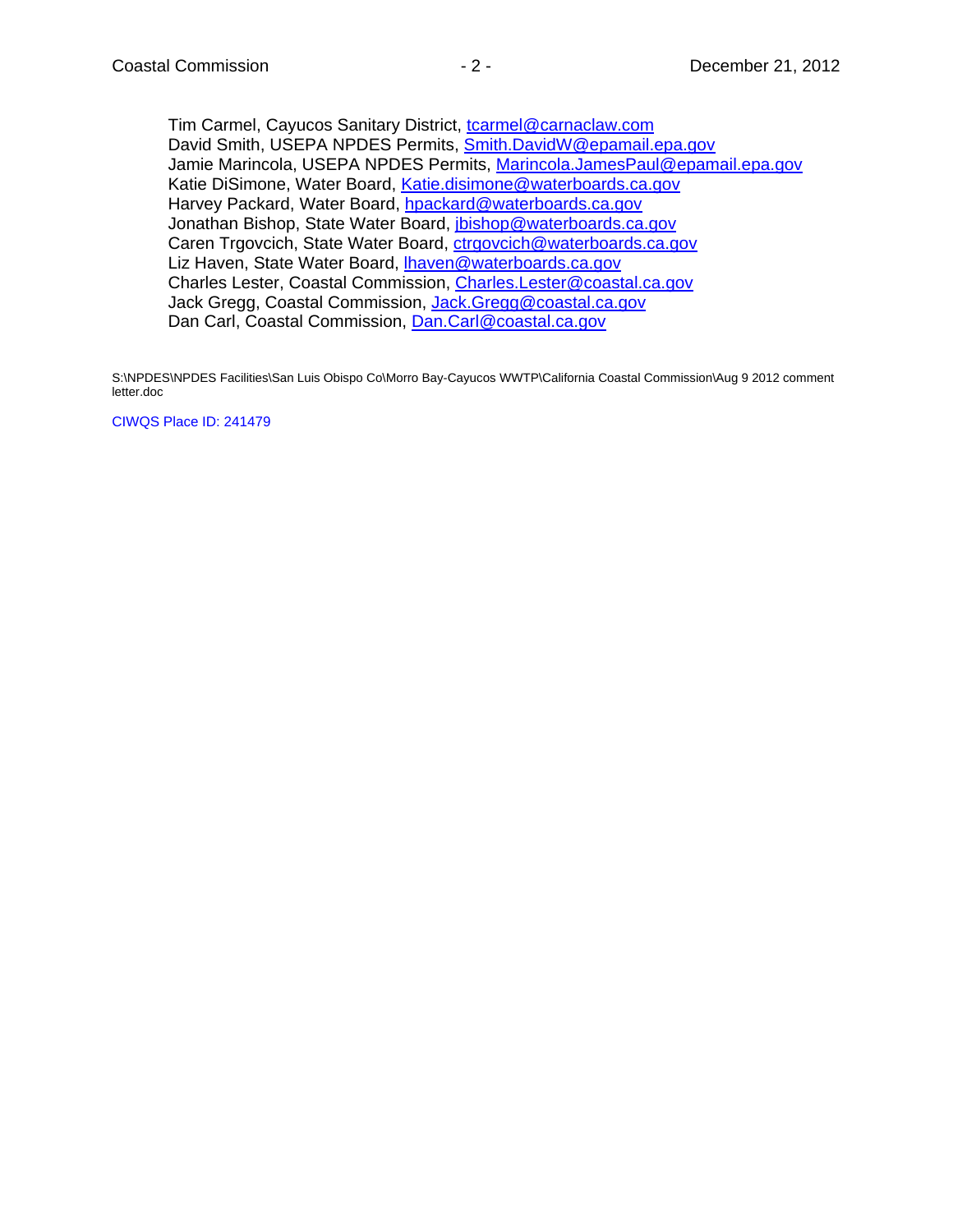Tim Carmel, Cayucos Sanitary District, tcarmel@carnaclaw.com
David Smith, USEPA NPDES Permits, Smith.DavidW@epamail.epa.gov
Jamie Marincola, USEPA NPDES Permits, Marincola.JamesPaul@epamail.epa.gov
Katie DiSimone, Water Board, Katie.disimone@waterboards.ca.gov
Harvey Packard, Water Board, hpackard@waterboards.ca.gov
Jonathan Bishop, State Water Board, jbishop@waterboards.ca.gov
Caren Trgovcich, State Water Board, ctrgovcich@waterboards.ca.gov
Liz Haven, State Water Board, lhaven@waterboards.ca.gov
Charles Lester, Coastal Commission, Charles.Lester@coastal.ca.gov
Jack Gregg, Coastal Commission, Jack.Gregg@coastal.ca.gov
Dan Carl, Coastal Commission, Dan.Carl@coastal.ca.gov

S:\NPDES\NPDES Facilities\San Luis Obispo Co\Morro Bay-Cayucos WWTP\California Coastal Commission\Aug 9 2012 comment letter.doc

CIWQS Place ID: 241479